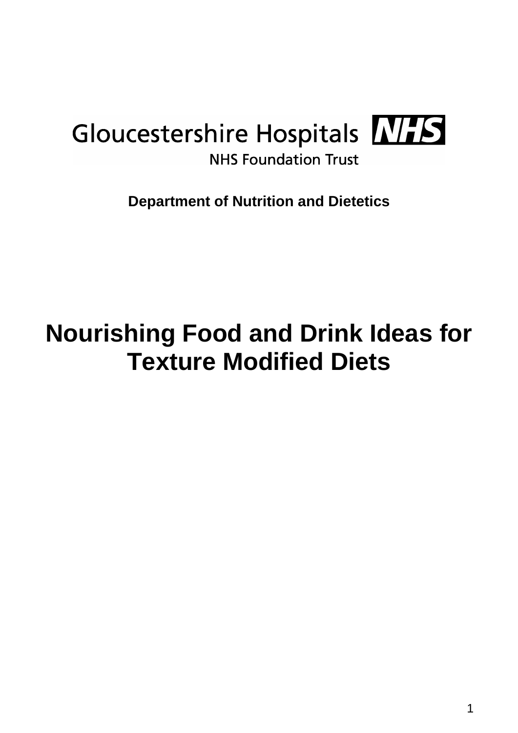Gloucestershire Hospitals NHS

NHS Foundation Trust

**Department of Nutrition and Dietetics**

# Nourishing Food and Drink Ideas for Texture Modified Diets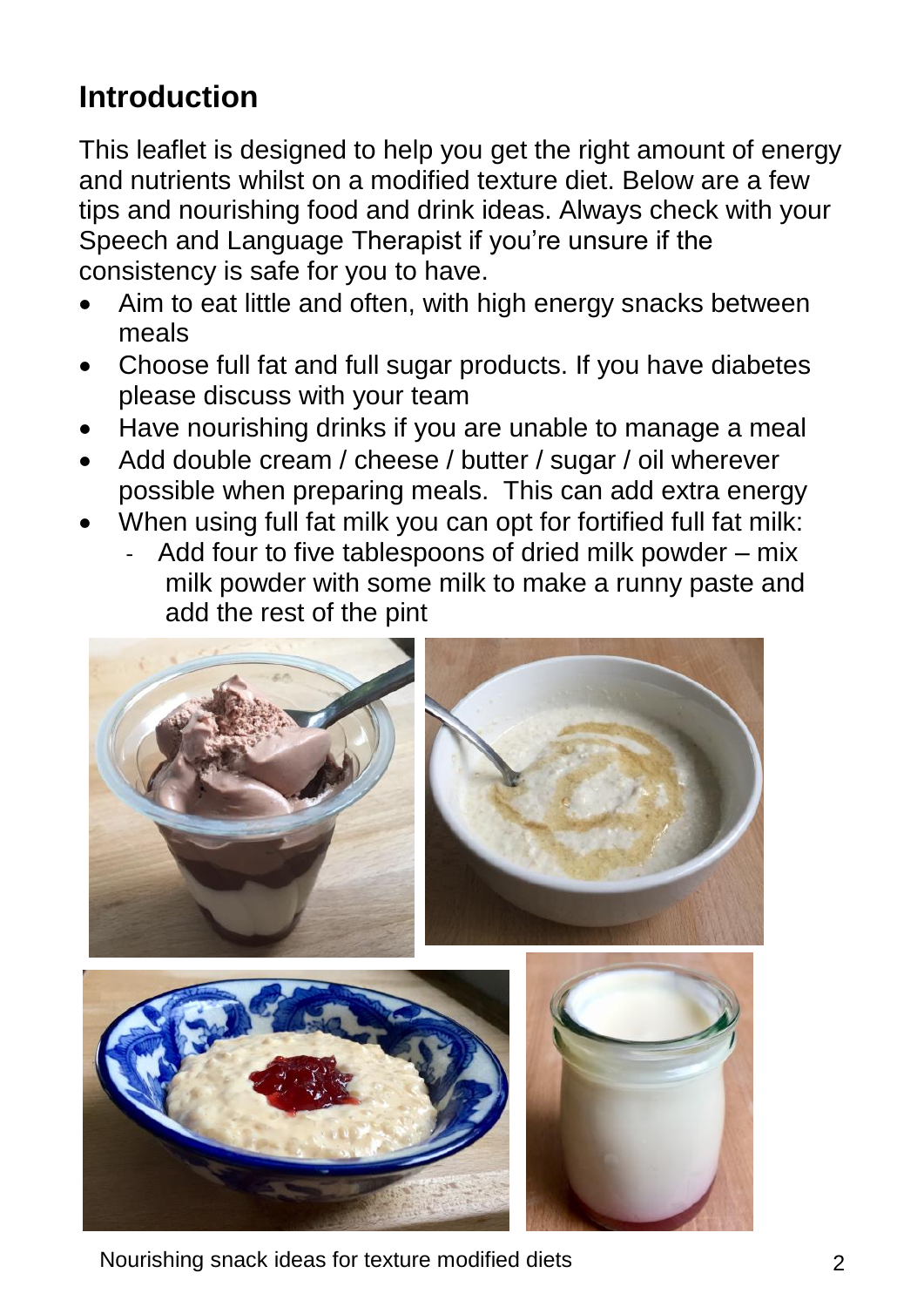## Introduction

This leaflet is designed to help you get the right amount of energy and nutrients whilst on a modified texture diet. Below are a few tips and nourishing food and drink ideas. Always check with your Speech and Language Therapist if you're unsure if the consistency is safe for you to have.

- Aim to eat little and often, with high energy snacks between meals
- Choose full fat and full sugar products. If you have diabetes please discuss with your team
- Have nourishing drinks if you are unable to manage a meal
- Add double cream / cheese / butter / sugar / oil wherever possible when preparing meals. This can add extra energy
- When using full fat milk you can opt for fortified full fat milk:
  - Add four to five tablespoons of dried milk powder – mix milk powder with some milk to make a runny paste and add the rest of the pint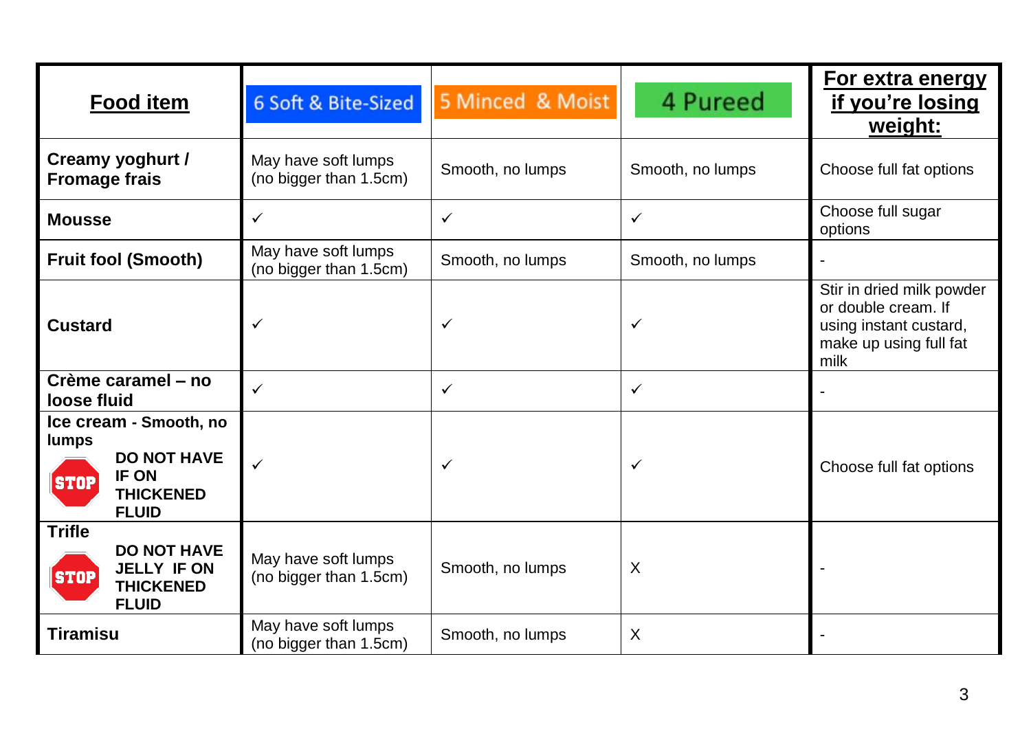| **Food item** | 6 Soft & Bite-Sized | 5 Minced & Moist | 4 Pureed | **For extra energy if you're losing weight:** |
|---|---|---|---|---|
| **Creamy yoghurt / Fromage frais** | May have soft lumps (no bigger than 1.5cm) | Smooth, no lumps | Smooth, no lumps | Choose full fat options |
| **Mousse** | ✓ | ✓ | ✓ | Choose full sugar options |
| **Fruit fool (Smooth)** | May have soft lumps (no bigger than 1.5cm) | Smooth, no lumps | Smooth, no lumps | - |
| **Custard** | ✓ | ✓ | ✓ | Stir in dried milk powder or double cream. If using instant custard, make up using full fat milk |
| **Crème caramel – no loose fluid** | ✓ | ✓ | ✓ | - |
| **Ice cream - Smooth, no lumps** STOP **DO NOT HAVE IF ON THICKENED FLUID** | ✓ | ✓ | ✓ | Choose full fat options |
| **Trifle** STOP **DO NOT HAVE JELLY IF ON THICKENED FLUID** | May have soft lumps (no bigger than 1.5cm) | Smooth, no lumps | X | - |
| **Tiramisu** | May have soft lumps (no bigger than 1.5cm) | Smooth, no lumps | X | - |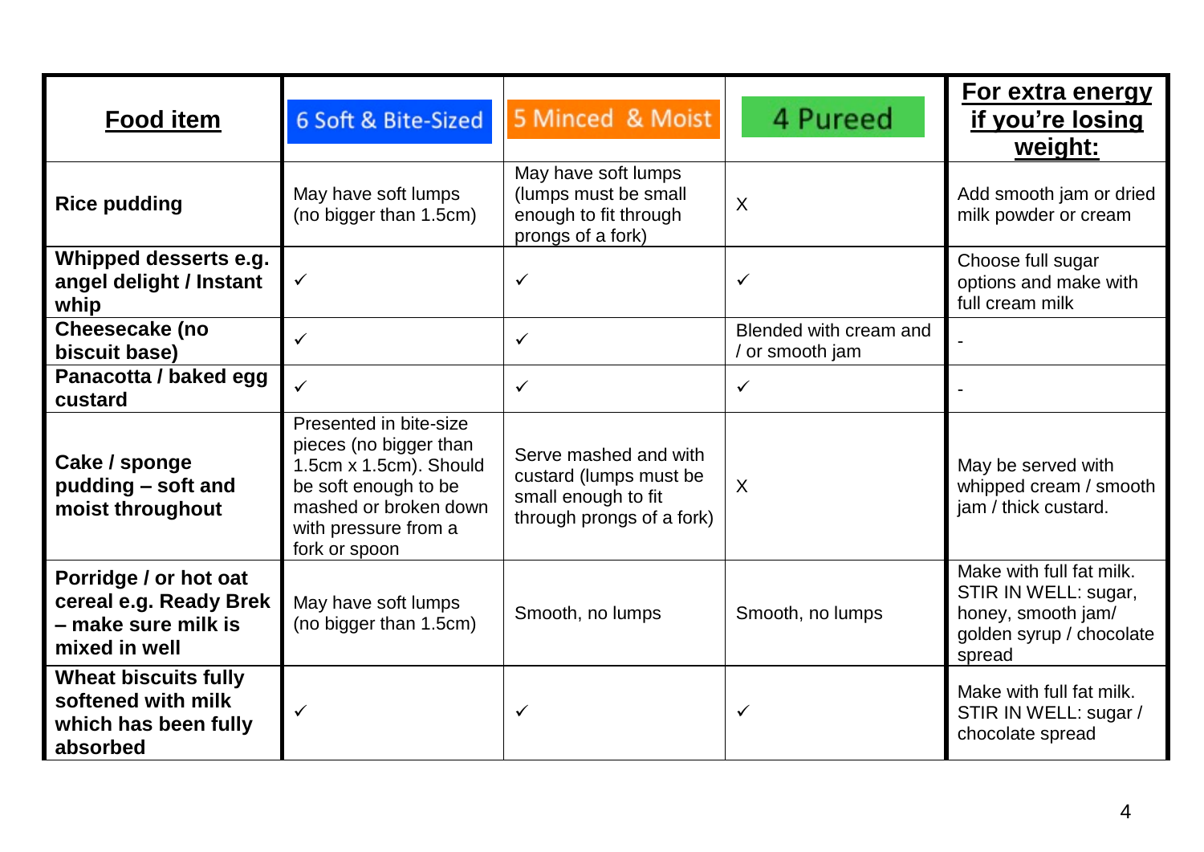| **Food item** | 6 Soft & Bite-Sized | 5 Minced & Moist | 4 Pureed | **For extra energy if you're losing weight:** |
|---|---|---|---|---|
| **Rice pudding** | May have soft lumps (no bigger than 1.5cm) | May have soft lumps (lumps must be small enough to fit through prongs of a fork) | X | Add smooth jam or dried milk powder or cream |
| **Whipped desserts e.g. angel delight / Instant whip** | ✓ | ✓ | ✓ | Choose full sugar options and make with full cream milk |
| **Cheesecake (no biscuit base)** | ✓ | ✓ | Blended with cream and / or smooth jam | - |
| **Panacotta / baked egg custard** | ✓ | ✓ | ✓ | - |
| **Cake / sponge pudding – soft and moist throughout** | Presented in bite-size pieces (no bigger than 1.5cm x 1.5cm). Should be soft enough to be mashed or broken down with pressure from a fork or spoon | Serve mashed and with custard (lumps must be small enough to fit through prongs of a fork) | X | May be served with whipped cream / smooth jam / thick custard. |
| **Porridge / or hot oat cereal e.g. Ready Brek – make sure milk is mixed in well** | May have soft lumps (no bigger than 1.5cm) | Smooth, no lumps | Smooth, no lumps | Make with full fat milk. STIR IN WELL: sugar, honey, smooth jam/ golden syrup / chocolate spread |
| **Wheat biscuits fully softened with milk which has been fully absorbed** | ✓ | ✓ | ✓ | Make with full fat milk. STIR IN WELL: sugar / chocolate spread |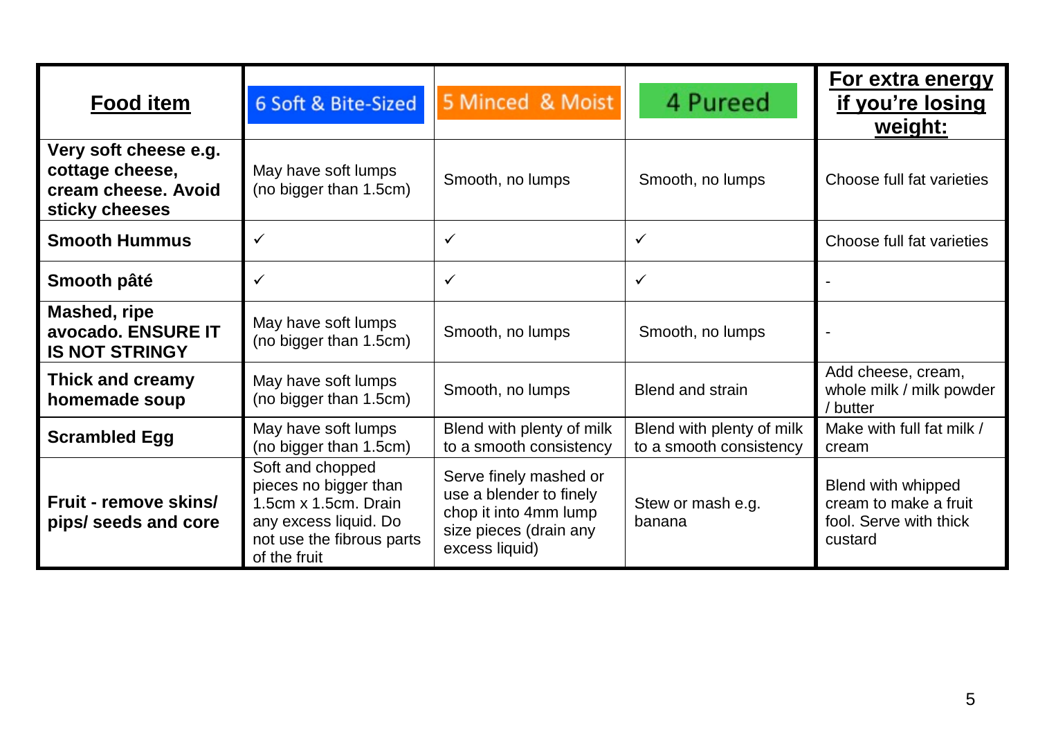| Food item | 6 Soft & Bite-Sized | 5 Minced & Moist | 4 Pureed | For extra energy if you're losing weight: |
|---|---|---|---|---|
| **Very soft cheese e.g. cottage cheese, cream cheese. Avoid sticky cheeses** | May have soft lumps (no bigger than 1.5cm) | Smooth, no lumps | Smooth, no lumps | Choose full fat varieties |
| **Smooth Hummus** | ✓ | ✓ | ✓ | Choose full fat varieties |
| **Smooth pâté** | ✓ | ✓ | ✓ | - |
| **Mashed, ripe avocado. ENSURE IT IS NOT STRINGY** | May have soft lumps (no bigger than 1.5cm) | Smooth, no lumps | Smooth, no lumps | - |
| **Thick and creamy homemade soup** | May have soft lumps (no bigger than 1.5cm) | Smooth, no lumps | Blend and strain | Add cheese, cream, whole milk / milk powder / butter |
| **Scrambled Egg** | May have soft lumps (no bigger than 1.5cm) | Blend with plenty of milk to a smooth consistency | Blend with plenty of milk to a smooth consistency | Make with full fat milk / cream |
| **Fruit - remove skins/ pips/ seeds and core** | Soft and chopped pieces no bigger than 1.5cm x 1.5cm. Drain any excess liquid. Do not use the fibrous parts of the fruit | Serve finely mashed or use a blender to finely chop it into 4mm lump size pieces (drain any excess liquid) | Stew or mash e.g. banana | Blend with whipped cream to make a fruit fool. Serve with thick custard |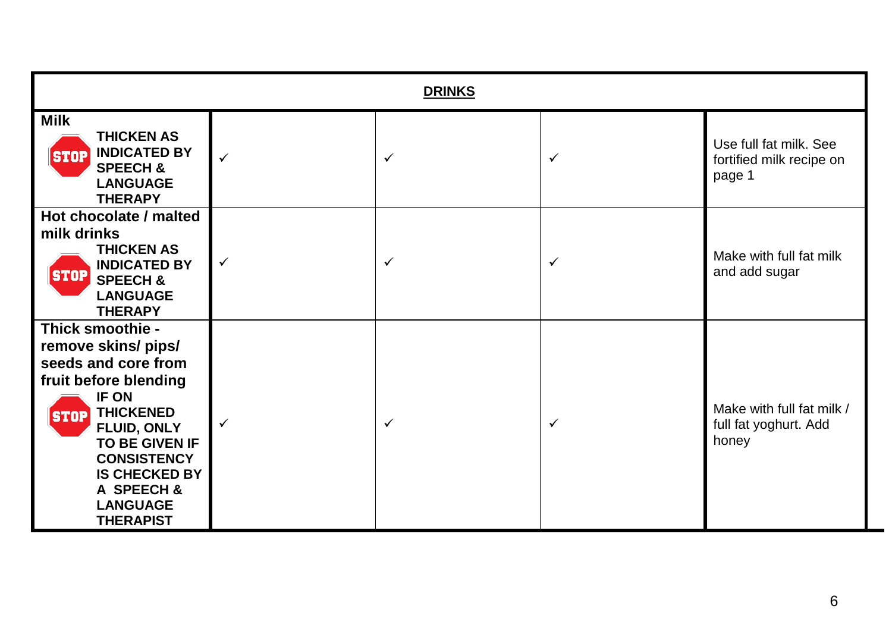| DRINKS | | | | |
|---|---|---|---|---|
| **Milk** STOP **THICKEN AS INDICATED BY SPEECH & LANGUAGE THERAPY** | ✓ | ✓ | ✓ | Use full fat milk. See fortified milk recipe on page 1 |
| **Hot chocolate / malted milk drinks** STOP **THICKEN AS INDICATED BY SPEECH & LANGUAGE THERAPY** | ✓ | ✓ | ✓ | Make with full fat milk and add sugar |
| **Thick smoothie - remove skins/ pips/ seeds and core from fruit before blending** STOP **IF ON THICKENED FLUID, ONLY TO BE GIVEN IF CONSISTENCY IS CHECKED BY A SPEECH & LANGUAGE THERAPIST** | ✓ | ✓ | ✓ | Make with full fat milk / full fat yoghurt. Add honey |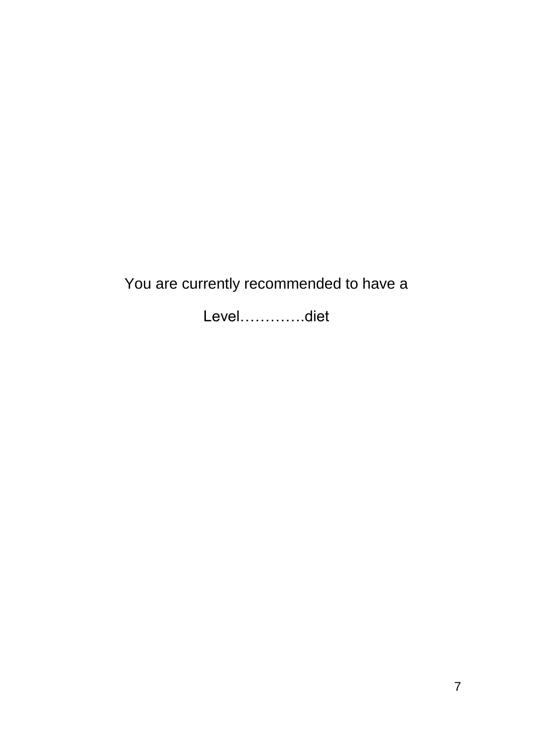You are currently recommended to have a

Level………….diet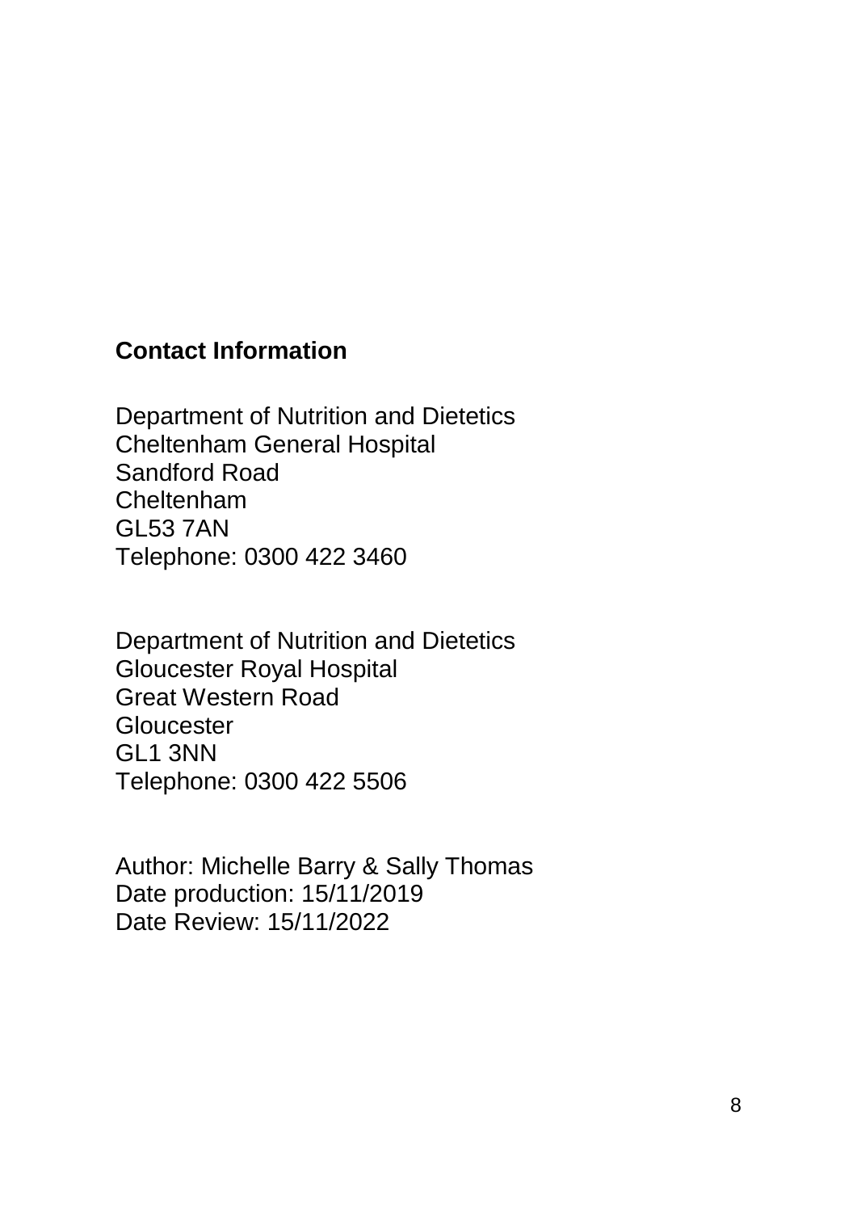## Contact Information

Department of Nutrition and Dietetics
Cheltenham General Hospital
Sandford Road
Cheltenham
GL53 7AN
Telephone: 0300 422 3460

Department of Nutrition and Dietetics
Gloucester Royal Hospital
Great Western Road
Gloucester
GL1 3NN
Telephone: 0300 422 5506

Author: Michelle Barry & Sally Thomas
Date production: 15/11/2019
Date Review: 15/11/2022